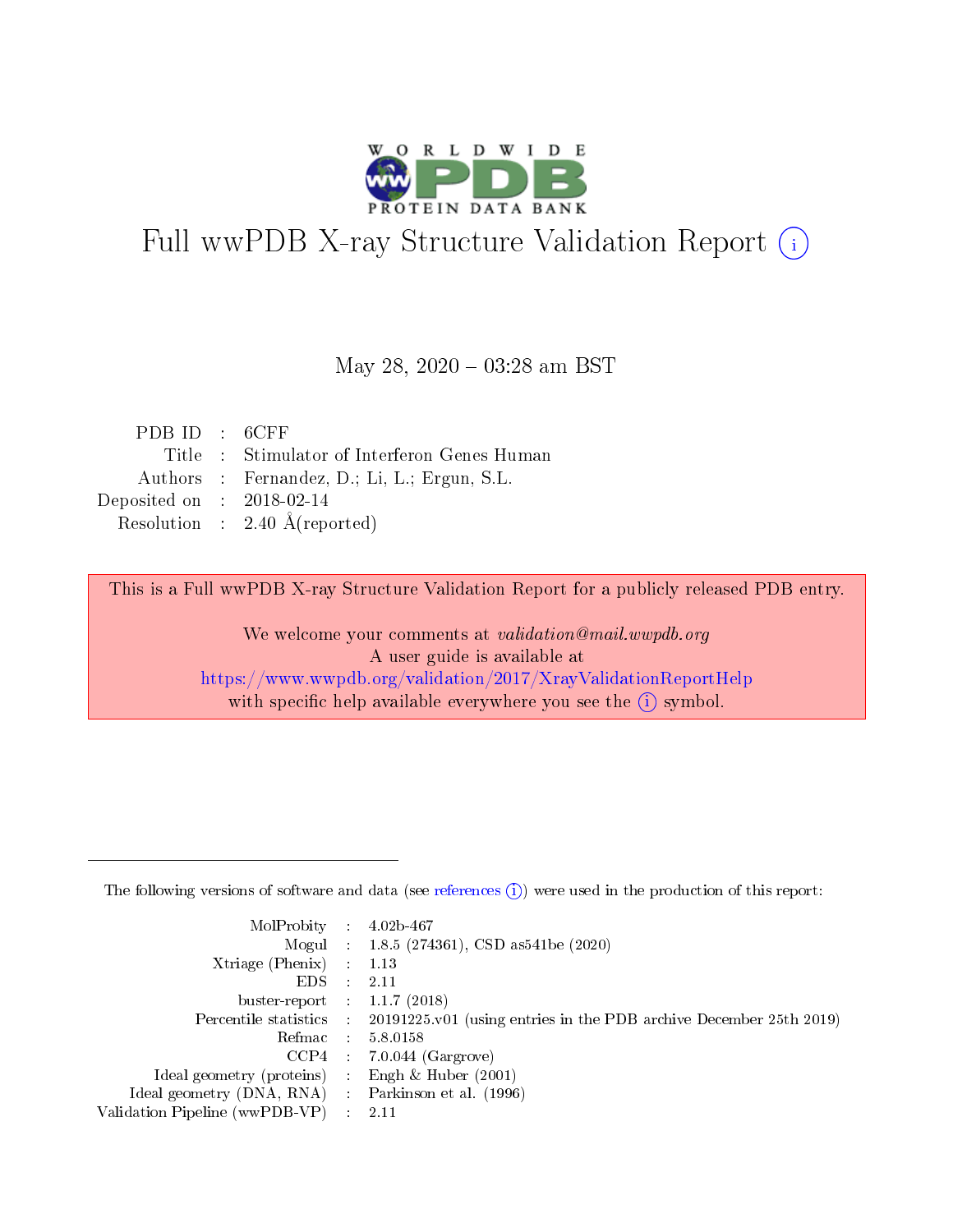# Full wwPDB X-ray Structure Validation Report (i)

May 28, 2020 – 03:28 am BST

| | | |
|---|---|---|
| PDB ID | : | 6CFF |
| Title | : | Stimulator of Interferon Genes Human |
| Authors | : | Fernandez, D.; Li, L.; Ergun, S.L. |
| Deposited on | : | 2018-02-14 |
| Resolution | : | 2.40 Å(reported) |

This is a Full wwPDB X-ray Structure Validation Report for a publicly released PDB entry.

We welcome your comments at *validation@mail.wwpdb.org*
A user guide is available at
https://www.wwpdb.org/validation/2017/XrayValidationReportHelp
with specific help available everywhere you see the (i) symbol.

---

The following versions of software and data (see references (i)) were used in the production of this report:

| | | |
|---|---|---|
| MolProbity | : | 4.02b-467 |
| Mogul | : | 1.8.5 (274361), CSD as541be (2020) |
| Xtriage (Phenix) | : | 1.13 |
| EDS | : | 2.11 |
| buster-report | : | 1.1.7 (2018) |
| Percentile statistics | : | 20191225.v01 (using entries in the PDB archive December 25th 2019) |
| Refmac | : | 5.8.0158 |
| CCP4 | : | 7.0.044 (Gargrove) |
| Ideal geometry (proteins) | : | Engh & Huber (2001) |
| Ideal geometry (DNA, RNA) | : | Parkinson et al. (1996) |
| Validation Pipeline (wwPDB-VP) | : | 2.11 |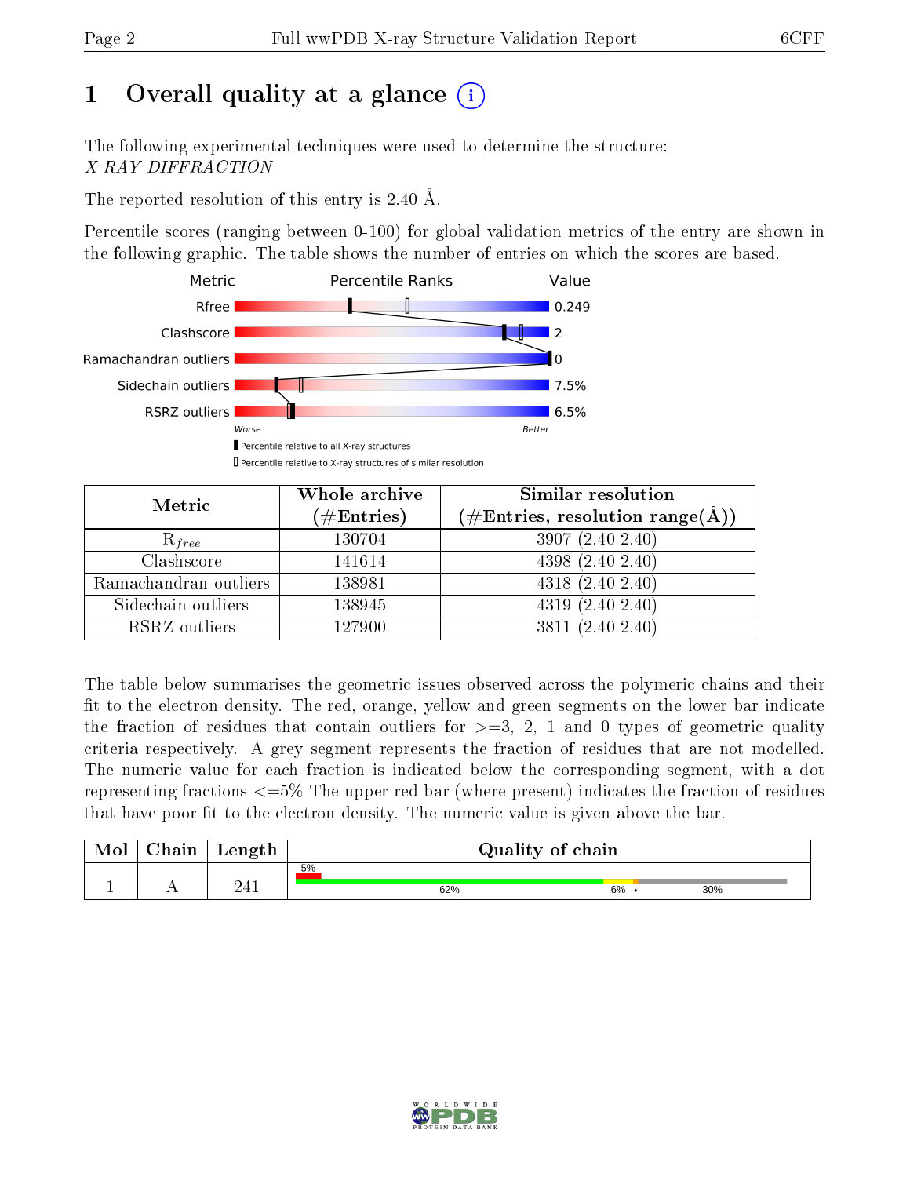# 1 Overall quality at a glance

The following experimental techniques were used to determine the structure:
*X-RAY DIFFRACTION*

The reported resolution of this entry is 2.40 Å.

Percentile scores (ranging between 0-100) for global validation metrics of the entry are shown in the following graphic. The table shows the number of entries on which the scores are based.

| Metric | Value |
|---|---|
| Rfree | 0.249 |
| Clashscore | 2 |
| Ramachandran outliers | 0 |
| Sidechain outliers | 7.5% |
| RSRZ outliers | 6.5% |

| Metric | Whole archive (#Entries) | Similar resolution (#Entries, resolution range(Å)) |
|---|---|---|
| $R_{free}$ | 130704 | 3907 (2.40-2.40) |
| Clashscore | 141614 | 4398 (2.40-2.40) |
| Ramachandran outliers | 138981 | 4318 (2.40-2.40) |
| Sidechain outliers | 138945 | 4319 (2.40-2.40) |
| RSRZ outliers | 127900 | 3811 (2.40-2.40) |

The table below summarises the geometric issues observed across the polymeric chains and their fit to the electron density. The red, orange, yellow and green segments on the lower bar indicate the fraction of residues that contain outliers for >=3, 2, 1 and 0 types of geometric quality criteria respectively. A grey segment represents the fraction of residues that are not modelled. The numeric value for each fraction is indicated below the corresponding segment, with a dot representing fractions <=5% The upper red bar (where present) indicates the fraction of residues that have poor fit to the electron density. The numeric value is given above the bar.

| Mol | Chain | Length | Quality of chain |
|---|---|---|---|
| 1 | A | 241 | 5% (poor fit); 62%, 6%, •, 30% |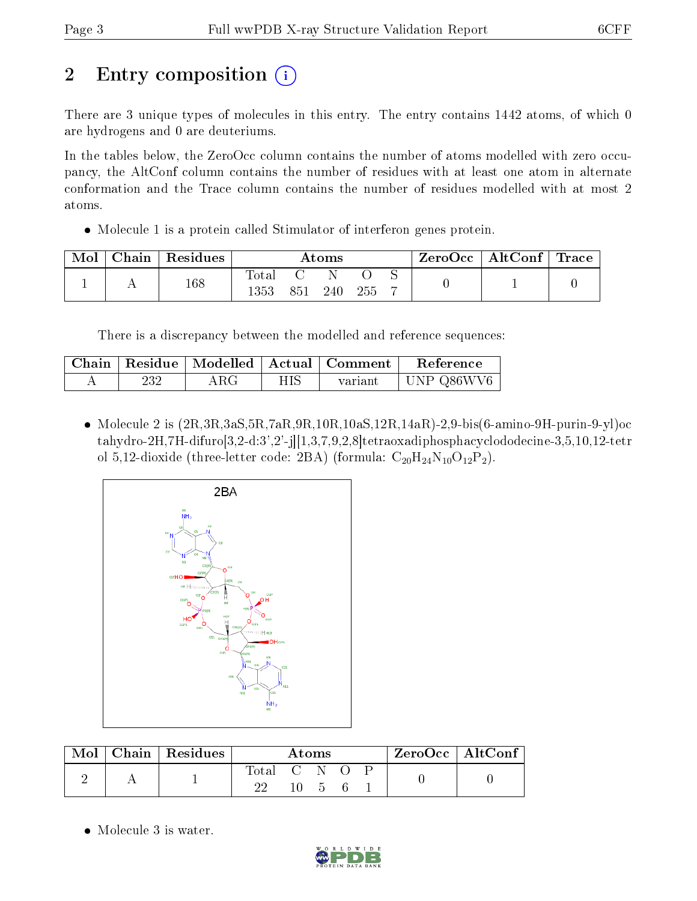# 2 Entry composition

There are 3 unique types of molecules in this entry. The entry contains 1442 atoms, of which 0 are hydrogens and 0 are deuteriums.

In the tables below, the ZeroOcc column contains the number of atoms modelled with zero occupancy, the AltConf column contains the number of residues with at least one atom in alternate conformation and the Trace column contains the number of residues modelled with at most 2 atoms.

- Molecule 1 is a protein called Stimulator of interferon genes protein.

| Mol | Chain | Residues | Atoms | | | | | ZeroOcc | AltConf | Trace |
|---|---|---|---|---|---|---|---|---|---|---|
| 1 | A | 168 | Total<br>1353 | C<br>851 | N<br>240 | O<br>255 | S<br>7 | 0 | 1 | 0 |

There is a discrepancy between the modelled and reference sequences:

| Chain | Residue | Modelled | Actual | Comment | Reference |
|---|---|---|---|---|---|
| A | 232 | ARG | HIS | variant | UNP Q86WV6 |

- Molecule 2 is (2R,3R,3aS,5R,7aR,9R,10R,10aS,12R,14aR)-2,9-bis(6-amino-9H-purin-9-yl)octahydro-2H,7H-difuro[3,2-d:3',2'-j][1,3,7,9,2,8]tetraoxadiphosphacyclododecine-3,5,10,12-tetrol 5,12-dioxide (three-letter code: 2BA) (formula: $C_{20}H_{24}N_{10}O_{12}P_2$).

| Mol | Chain | Residues | Atoms | | | | | ZeroOcc | AltConf |
|---|---|---|---|---|---|---|---|---|---|
| 2 | A | 1 | Total<br>22 | C<br>10 | N<br>5 | O<br>6 | P<br>1 | 0 | 0 |

- Molecule 3 is water.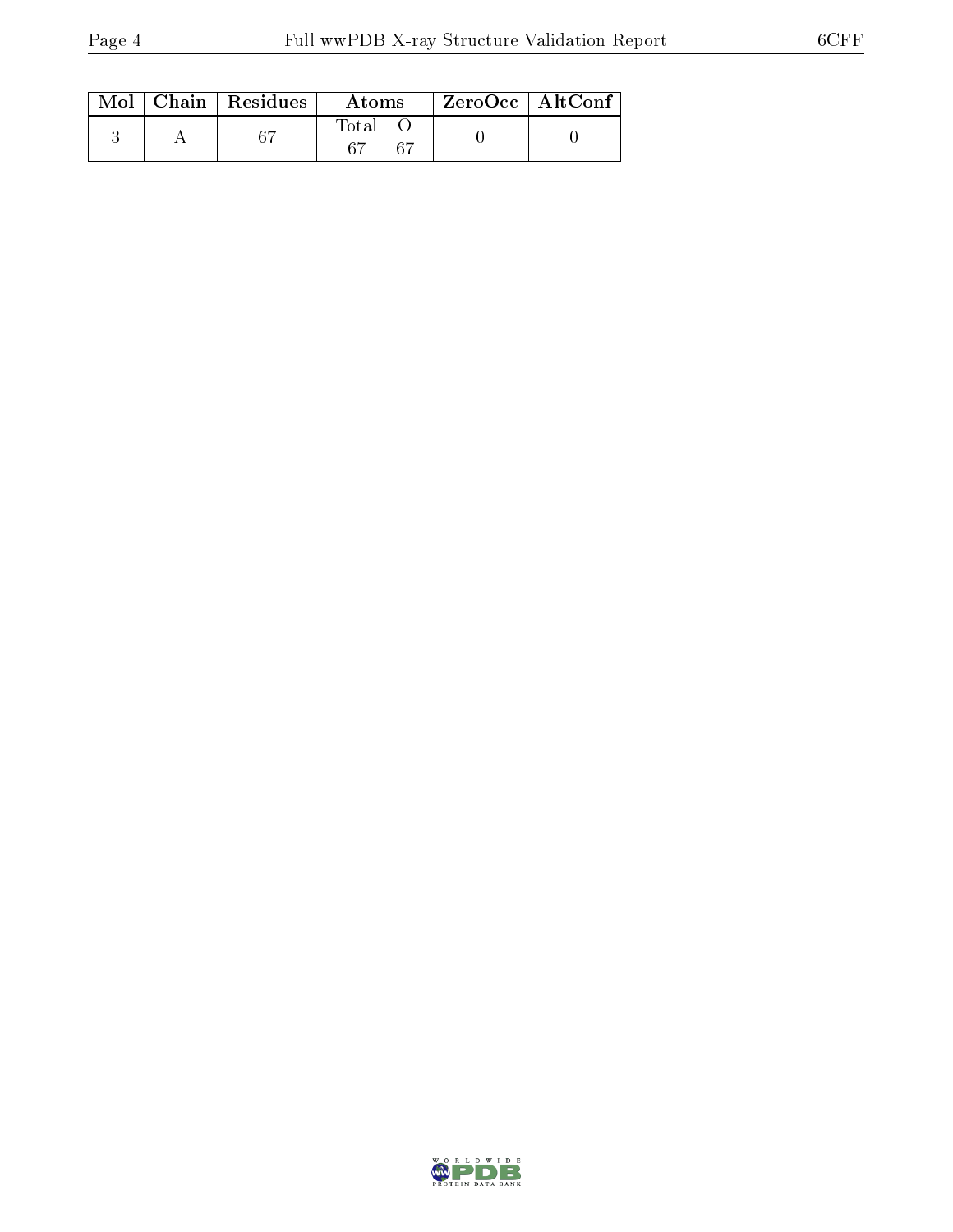| Mol | Chain | Residues | Atoms | | ZeroOcc | AltConf |
|---|---|---|---|---|---|---|
| | | | Total | O | | |
| 3 | A | 67 | 67 | 67 | 0 | 0 |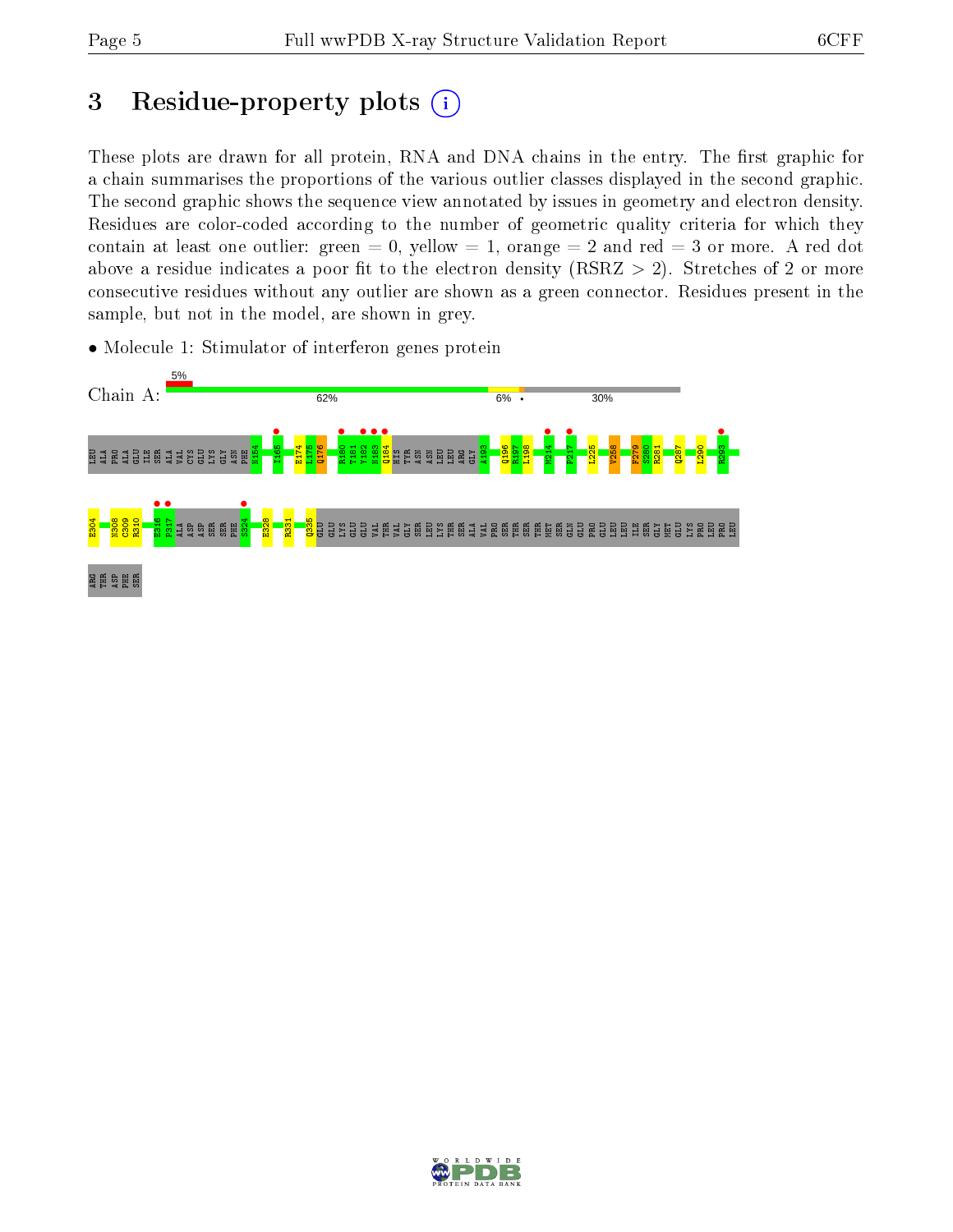# 3 Residue-property plots

These plots are drawn for all protein, RNA and DNA chains in the entry. The first graphic for a chain summarises the proportions of the various outlier classes displayed in the second graphic. The second graphic shows the sequence view annotated by issues in geometry and electron density. Residues are color-coded according to the number of geometric quality criteria for which they contain at least one outlier: green = 0, yellow = 1, orange = 2 and red = 3 or more. A red dot above a residue indicates a poor fit to the electron density (RSRZ > 2). Stretches of 2 or more consecutive residues without any outlier are shown as a green connector. Residues present in the sample, but not in the model, are shown in grey.

- Molecule 1: Stimulator of interferon genes protein

Chain A: 5% | 62% | 6% | • | 30%

LEU ALA PRO ALA GLU ILE SER ALA VAL CYS GLU LYS GLY ASN PHE N154 I165 E174 L175 Q176 R180 T181 Y182 N183 Q184 HIS TYR ASN ASN LEU LEU ARG GLY A193 Q196 R197 L198 M214 P217 L225 V258 F279 S280 R281 Q287 L290 R293 E304 N308 C309 R310 E316 F317 ALA ASP ASP SER SER PHE S324 E328 R331 Q335 GLU GLU LYS GLU GLU VAL THR VAL GLY SER LEU LYS THR SER ALA VAL PRO SER THR SER THR MET SER GLN GLU PRO GLU LEU LEU ILE SER GLY MET GLU LYS PRO LEU PRO LEU ARG THR ASP PHE SER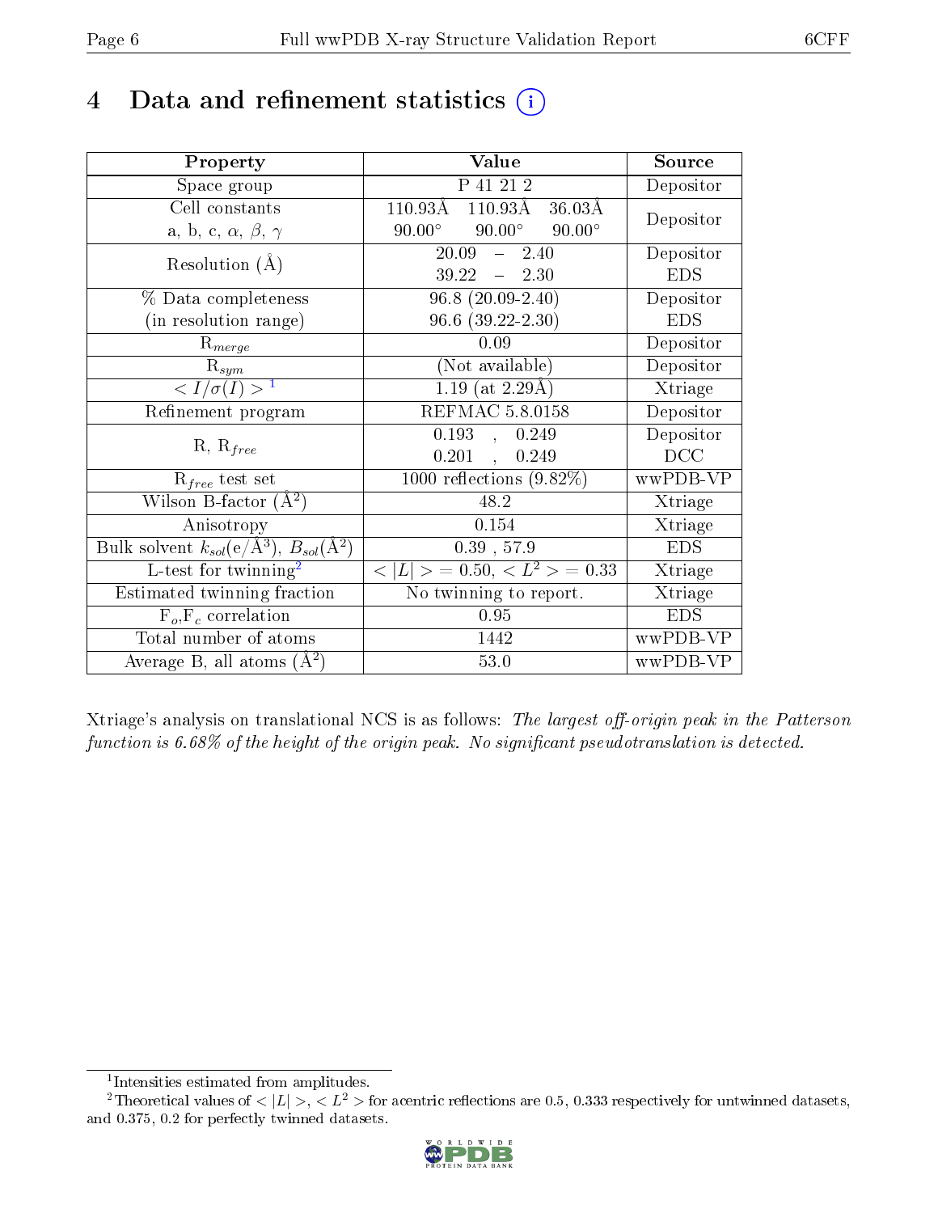# 4 Data and refinement statistics (i)

| Property | Value | Source |
|---|---|---|
| Space group | P 41 21 2 | Depositor |
| Cell constants<br>a, b, c, $\alpha$, $\beta$, $\gamma$ | 110.93Å 110.93Å 36.03Å<br>90.00° 90.00° 90.00° | Depositor |
| Resolution (Å) | 20.09 – 2.40<br>39.22 – 2.30 | Depositor<br>EDS |
| % Data completeness<br>(in resolution range) | 96.8 (20.09-2.40)<br>96.6 (39.22-2.30) | Depositor<br>EDS |
| $R_{merge}$ | 0.09 | Depositor |
| $R_{sym}$ | (Not available) | Depositor |
| $< I/\sigma(I) >$ [1] | 1.19 (at 2.29Å) | Xtriage |
| Refinement program | REFMAC 5.8.0158 | Depositor |
| R, $R_{free}$ | 0.193 , 0.249<br>0.201 , 0.249 | Depositor<br>DCC |
| $R_{free}$ test set | 1000 reflections (9.82%) | wwPDB-VP |
| Wilson B-factor (Å$^2$) | 48.2 | Xtriage |
| Anisotropy | 0.154 | Xtriage |
| Bulk solvent $k_{sol}$(e/Å$^3$), $B_{sol}$(Å$^2$) | 0.39 , 57.9 | EDS |
| L-test for twinning[2] | $< \|L\| >$ = 0.50, $< L^2 >$ = 0.33 | Xtriage |
| Estimated twinning fraction | No twinning to report. | Xtriage |
| $F_o$,$F_c$ correlation | 0.95 | EDS |
| Total number of atoms | 1442 | wwPDB-VP |
| Average B, all atoms (Å$^2$) | 53.0 | wwPDB-VP |

Xtriage's analysis on translational NCS is as follows: *The largest off-origin peak in the Patterson function is 6.68% of the height of the origin peak. No significant pseudotranslation is detected.*

[1] Intensities estimated from amplitudes.

[2] Theoretical values of $< |L| >$, $< L^2 >$ for acentric reflections are 0.5, 0.333 respectively for untwinned datasets, and 0.375, 0.2 for perfectly twinned datasets.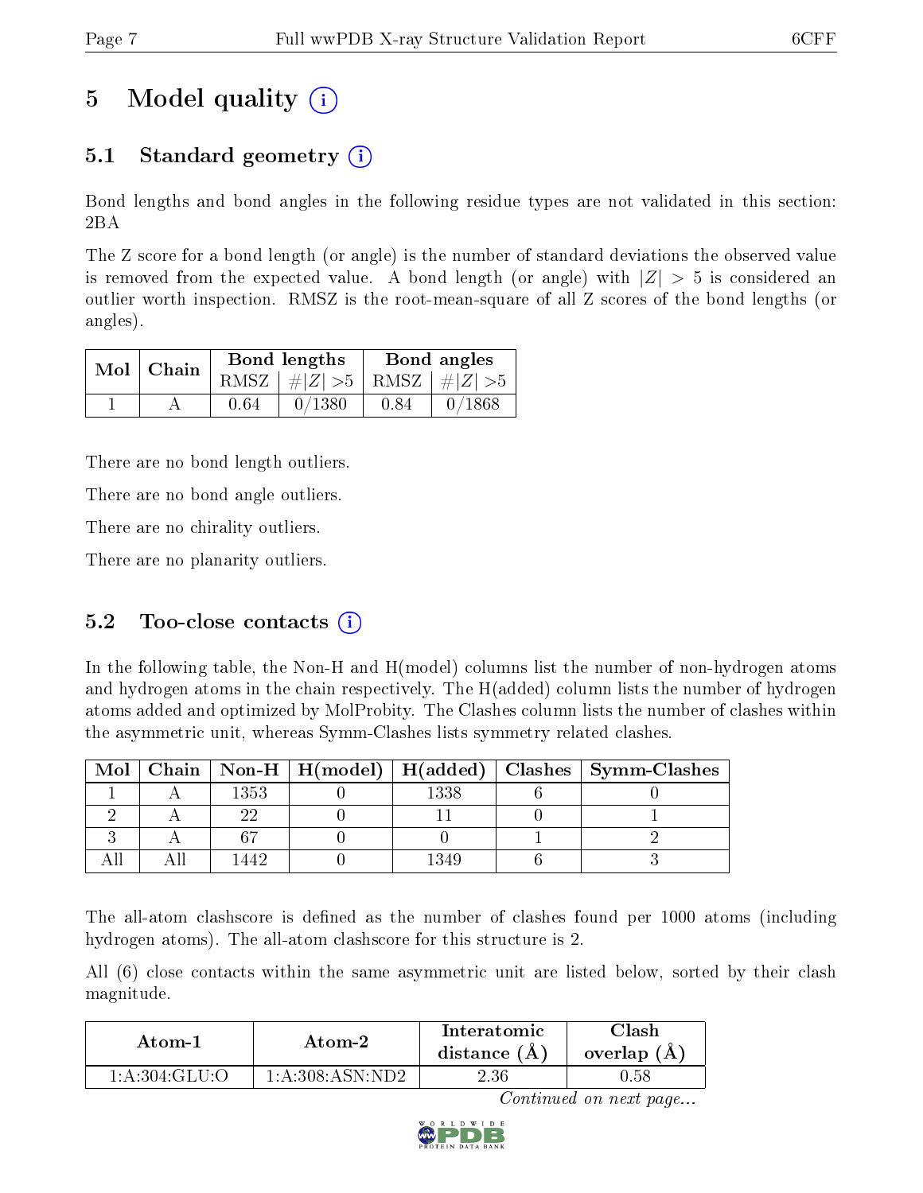# 5 Model quality (i)

## 5.1 Standard geometry (i)

Bond lengths and bond angles in the following residue types are not validated in this section: 2BA

The Z score for a bond length (or angle) is the number of standard deviations the observed value is removed from the expected value. A bond length (or angle) with $|Z| > 5$ is considered an outlier worth inspection. RMSZ is the root-mean-square of all Z scores of the bond lengths (or angles).

| Mol | Chain | Bond lengths | | Bond angles | |
|---|---|---|---|---|---|
| | | RMSZ | $\#\|Z\| > 5$ | RMSZ | $\#\|Z\| > 5$ |
| 1 | A | 0.64 | 0/1380 | 0.84 | 0/1868 |

There are no bond length outliers.

There are no bond angle outliers.

There are no chirality outliers.

There are no planarity outliers.

## 5.2 Too-close contacts (i)

In the following table, the Non-H and H(model) columns list the number of non-hydrogen atoms and hydrogen atoms in the chain respectively. The H(added) column lists the number of hydrogen atoms added and optimized by MolProbity. The Clashes column lists the number of clashes within the asymmetric unit, whereas Symm-Clashes lists symmetry related clashes.

| Mol | Chain | Non-H | H(model) | H(added) | Clashes | Symm-Clashes |
|---|---|---|---|---|---|---|
| 1 | A | 1353 | 0 | 1338 | 6 | 0 |
| 2 | A | 22 | 0 | 11 | 0 | 1 |
| 3 | A | 67 | 0 | 0 | 1 | 2 |
| All | All | 1442 | 0 | 1349 | 6 | 3 |

The all-atom clashscore is defined as the number of clashes found per 1000 atoms (including hydrogen atoms). The all-atom clashscore for this structure is 2.

All (6) close contacts within the same asymmetric unit are listed below, sorted by their clash magnitude.

| Atom-1 | Atom-2 | Interatomic distance (Å) | Clash overlap (Å) |
|---|---|---|---|
| 1:A:304:GLU:O | 1:A:308:ASN:ND2 | 2.36 | 0.58 |

*Continued on next page...*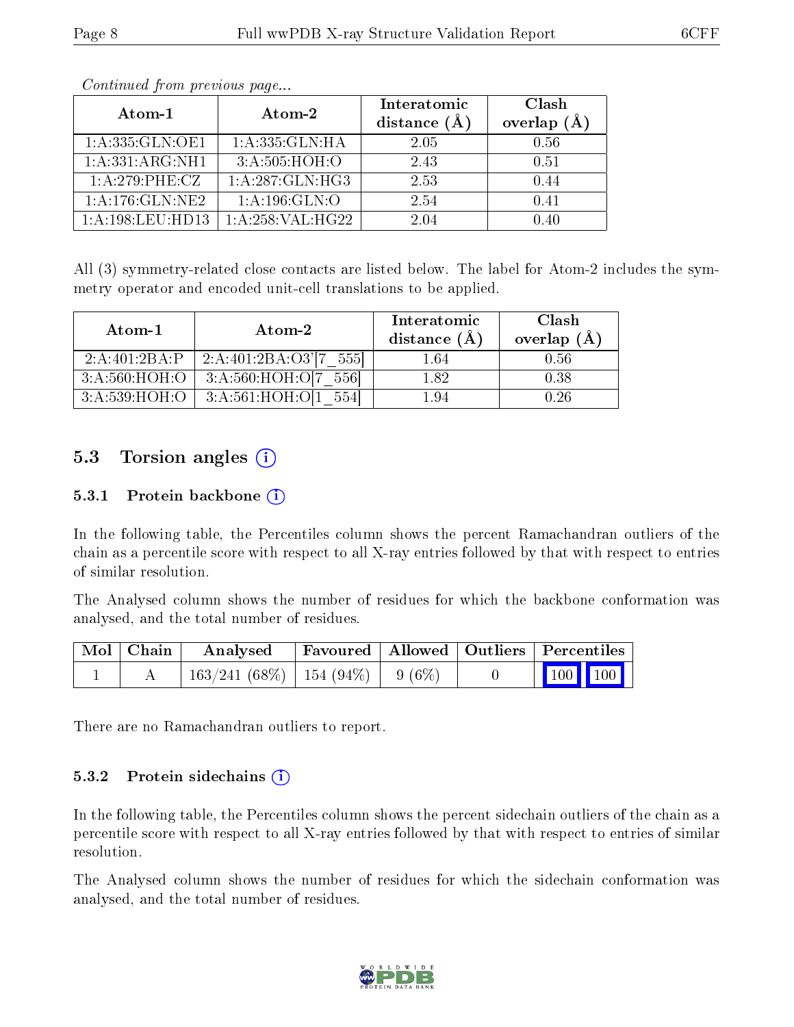*Continued from previous page...*

| Atom-1 | Atom-2 | Interatomic distance (Å) | Clash overlap (Å) |
|---|---|---|---|
| 1:A:335:GLN:OE1 | 1:A:335:GLN:HA | 2.05 | 0.56 |
| 1:A:331:ARG:NH1 | 3:A:505:HOH:O | 2.43 | 0.51 |
| 1:A:279:PHE:CZ | 1:A:287:GLN:HG3 | 2.53 | 0.44 |
| 1:A:176:GLN:NE2 | 1:A:196:GLN:O | 2.54 | 0.41 |
| 1:A:198:LEU:HD13 | 1:A:258:VAL:HG22 | 2.04 | 0.40 |

All (3) symmetry-related close contacts are listed below. The label for Atom-2 includes the symmetry operator and encoded unit-cell translations to be applied.

| Atom-1 | Atom-2 | Interatomic distance (Å) | Clash overlap (Å) |
|---|---|---|---|
| 2:A:401:2BA:P | 2:A:401:2BA:O3'[7_555] | 1.64 | 0.56 |
| 3:A:560:HOH:O | 3:A:560:HOH:O[7_556] | 1.82 | 0.38 |
| 3:A:539:HOH:O | 3:A:561:HOH:O[1_554] | 1.94 | 0.26 |

## 5.3 Torsion angles

### 5.3.1 Protein backbone

In the following table, the Percentiles column shows the percent Ramachandran outliers of the chain as a percentile score with respect to all X-ray entries followed by that with respect to entries of similar resolution.

The Analysed column shows the number of residues for which the backbone conformation was analysed, and the total number of residues.

| Mol | Chain | Analysed | Favoured | Allowed | Outliers | Percentiles |
|---|---|---|---|---|---|---|
| 1 | A | 163/241 (68%) | 154 (94%) | 9 (6%) | 0 | 100 100 |

There are no Ramachandran outliers to report.

### 5.3.2 Protein sidechains

In the following table, the Percentiles column shows the percent sidechain outliers of the chain as a percentile score with respect to all X-ray entries followed by that with respect to entries of similar resolution.

The Analysed column shows the number of residues for which the sidechain conformation was analysed, and the total number of residues.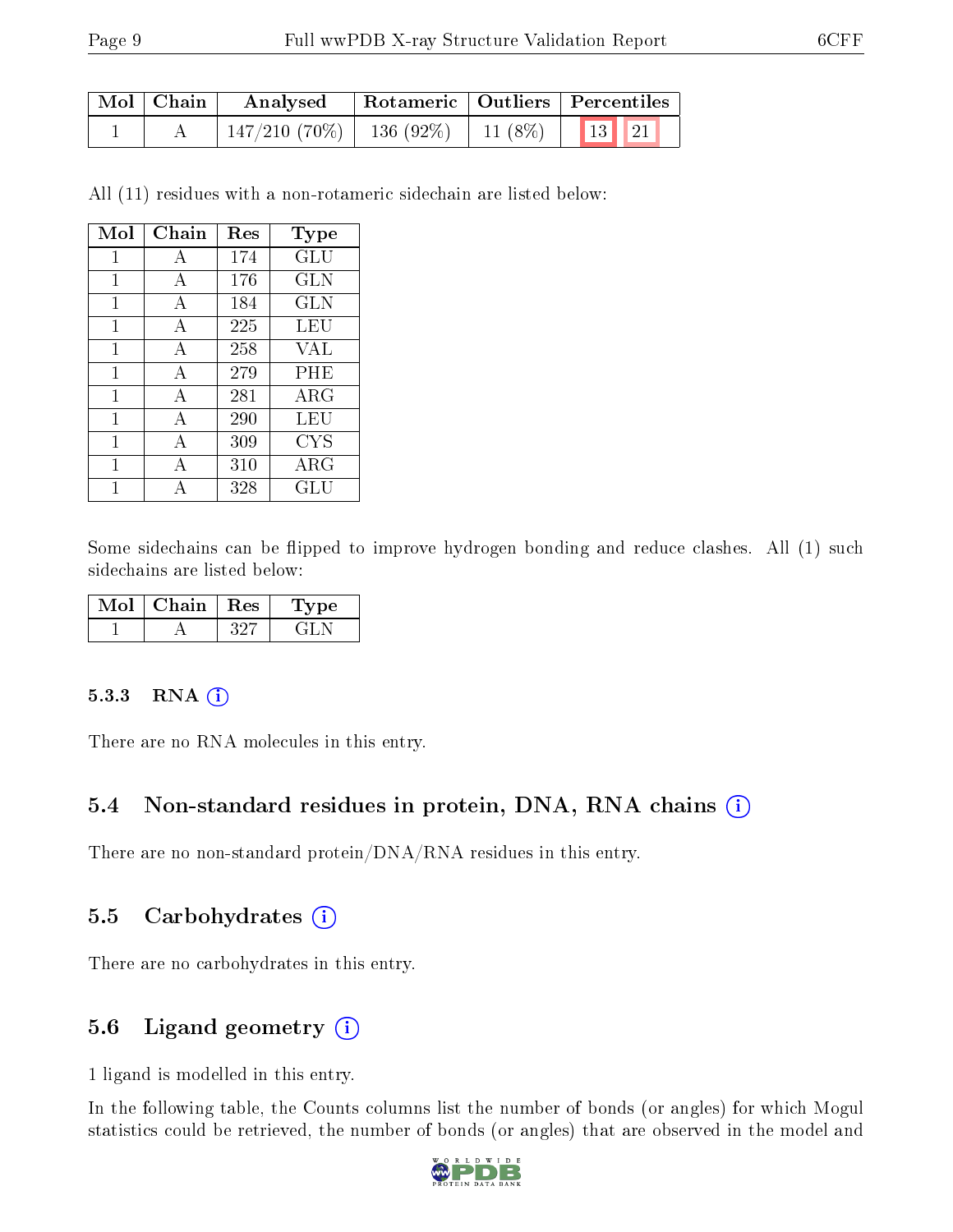| Mol | Chain | Analysed | Rotameric | Outliers | Percentiles | |
|---|---|---|---|---|---|---|
| 1 | A | 147/210 (70%) | 136 (92%) | 11 (8%) | 13 | 21 |

All (11) residues with a non-rotameric sidechain are listed below:

| Mol | Chain | Res | Type |
|---|---|---|---|
| 1 | A | 174 | GLU |
| 1 | A | 176 | GLN |
| 1 | A | 184 | GLN |
| 1 | A | 225 | LEU |
| 1 | A | 258 | VAL |
| 1 | A | 279 | PHE |
| 1 | A | 281 | ARG |
| 1 | A | 290 | LEU |
| 1 | A | 309 | CYS |
| 1 | A | 310 | ARG |
| 1 | A | 328 | GLU |

Some sidechains can be flipped to improve hydrogen bonding and reduce clashes. All (1) such sidechains are listed below:

| Mol | Chain | Res | Type |
|---|---|---|---|
| 1 | A | 327 | GLN |

#### 5.3.3 RNA (i)

There are no RNA molecules in this entry.

### 5.4 Non-standard residues in protein, DNA, RNA chains (i)

There are no non-standard protein/DNA/RNA residues in this entry.

### 5.5 Carbohydrates (i)

There are no carbohydrates in this entry.

### 5.6 Ligand geometry (i)

1 ligand is modelled in this entry.

In the following table, the Counts columns list the number of bonds (or angles) for which Mogul statistics could be retrieved, the number of bonds (or angles) that are observed in the model and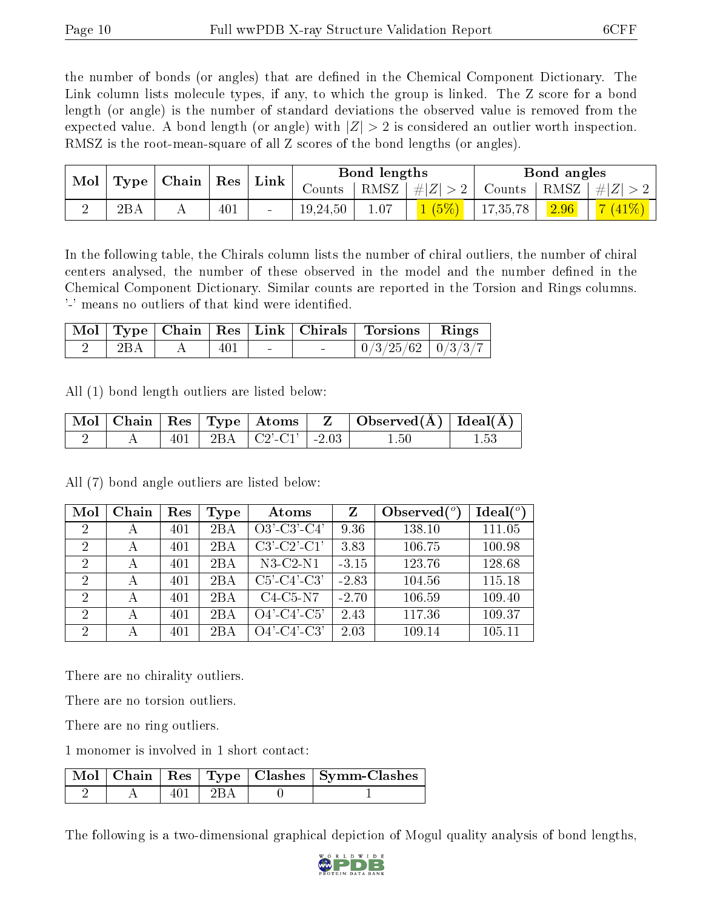the number of bonds (or angles) that are defined in the Chemical Component Dictionary. The Link column lists molecule types, if any, to which the group is linked. The Z score for a bond length (or angle) is the number of standard deviations the observed value is removed from the expected value. A bond length (or angle) with $|Z| > 2$ is considered an outlier worth inspection. RMSZ is the root-mean-square of all Z scores of the bond lengths (or angles).

| Mol | Type | Chain | Res | Link | Bond lengths | | | Bond angles | | |
|---|---|---|---|---|---|---|---|---|---|---|
| | | | | | Counts | RMSZ | $\#\|Z\| > 2$ | Counts | RMSZ | $\#\|Z\| > 2$ |
| 2 | 2BA | A | 401 | - | 19,24,50 | 1.07 | 1 (5%) | 17,35,78 | 2.96 | 7 (41%) |

In the following table, the Chirals column lists the number of chiral outliers, the number of chiral centers analysed, the number of these observed in the model and the number defined in the Chemical Component Dictionary. Similar counts are reported in the Torsion and Rings columns. '-' means no outliers of that kind were identified.

| Mol | Type | Chain | Res | Link | Chirals | Torsions | Rings |
|---|---|---|---|---|---|---|---|
| 2 | 2BA | A | 401 | - | - | 0/3/25/62 | 0/3/3/7 |

All (1) bond length outliers are listed below:

| Mol | Chain | Res | Type | Atoms | Z | Observed(Å) | Ideal(Å) |
|---|---|---|---|---|---|---|---|
| 2 | A | 401 | 2BA | C2'-C1' | -2.03 | 1.50 | 1.53 |

All (7) bond angle outliers are listed below:

| Mol | Chain | Res | Type | Atoms | Z | Observed($^o$) | Ideal($^o$) |
|---|---|---|---|---|---|---|---|
| 2 | A | 401 | 2BA | O3'-C3'-C4' | 9.36 | 138.10 | 111.05 |
| 2 | A | 401 | 2BA | C3'-C2'-C1' | 3.83 | 106.75 | 100.98 |
| 2 | A | 401 | 2BA | N3-C2-N1 | -3.15 | 123.76 | 128.68 |
| 2 | A | 401 | 2BA | C5'-C4'-C3' | -2.83 | 104.56 | 115.18 |
| 2 | A | 401 | 2BA | C4-C5-N7 | -2.70 | 106.59 | 109.40 |
| 2 | A | 401 | 2BA | O4'-C4'-C5' | 2.43 | 117.36 | 109.37 |
| 2 | A | 401 | 2BA | O4'-C4'-C3' | 2.03 | 109.14 | 105.11 |

There are no chirality outliers.

There are no torsion outliers.

There are no ring outliers.

1 monomer is involved in 1 short contact:

| Mol | Chain | Res | Type | Clashes | Symm-Clashes |
|---|---|---|---|---|---|
| 2 | A | 401 | 2BA | 0 | 1 |

The following is a two-dimensional graphical depiction of Mogul quality analysis of bond lengths,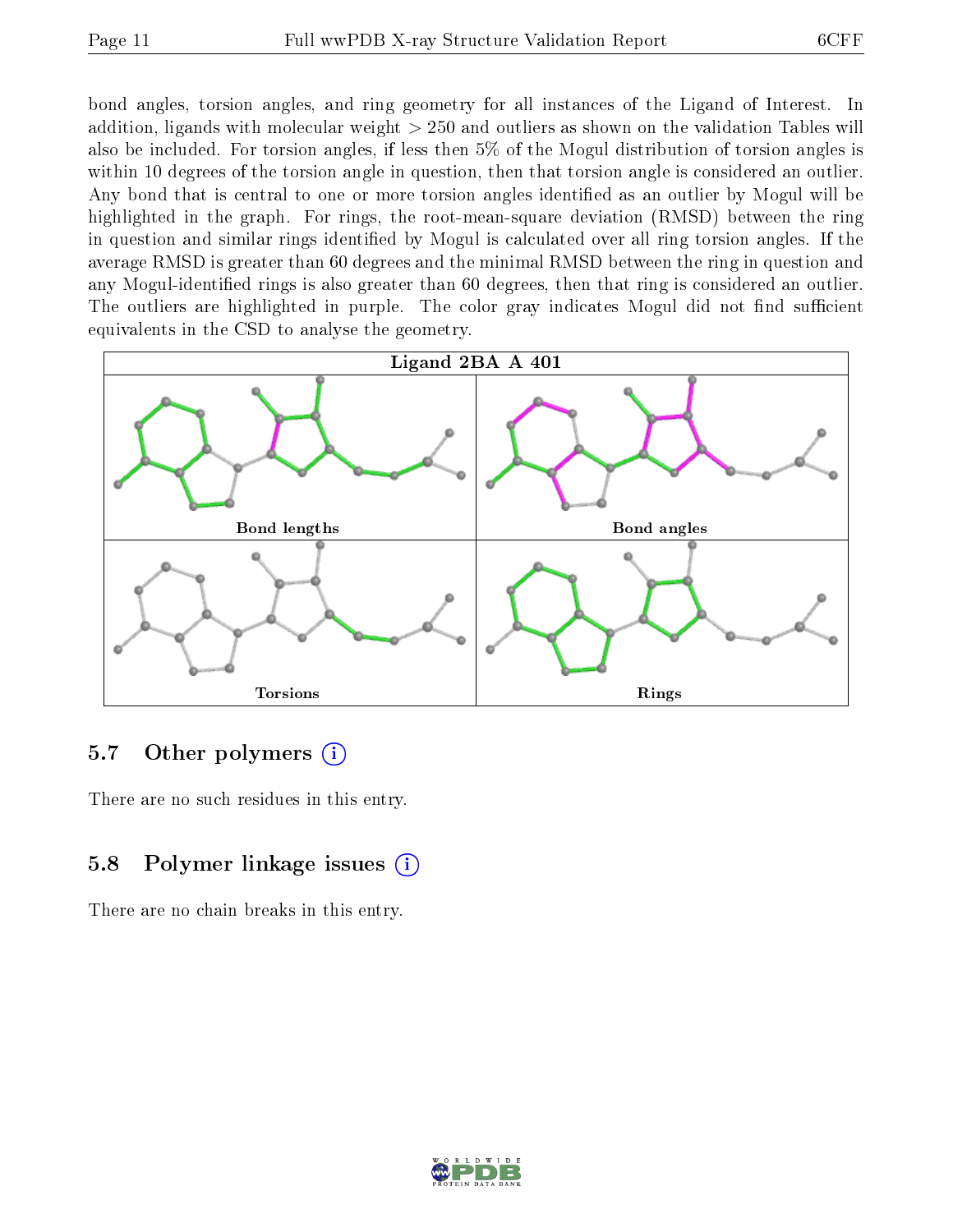bond angles, torsion angles, and ring geometry for all instances of the Ligand of Interest. In addition, ligands with molecular weight > 250 and outliers as shown on the validation Tables will also be included. For torsion angles, if less then 5% of the Mogul distribution of torsion angles is within 10 degrees of the torsion angle in question, then that torsion angle is considered an outlier. Any bond that is central to one or more torsion angles identified as an outlier by Mogul will be highlighted in the graph. For rings, the root-mean-square deviation (RMSD) between the ring in question and similar rings identified by Mogul is calculated over all ring torsion angles. If the average RMSD is greater than 60 degrees and the minimal RMSD between the ring in question and any Mogul-identified rings is also greater than 60 degrees, then that ring is considered an outlier. The outliers are highlighted in purple. The color gray indicates Mogul did not find sufficient equivalents in the CSD to analyse the geometry.

Ligand 2BA A 401

Bond lengths

Bond angles

Torsions

Rings

## 5.7 Other polymers

There are no such residues in this entry.

## 5.8 Polymer linkage issues

There are no chain breaks in this entry.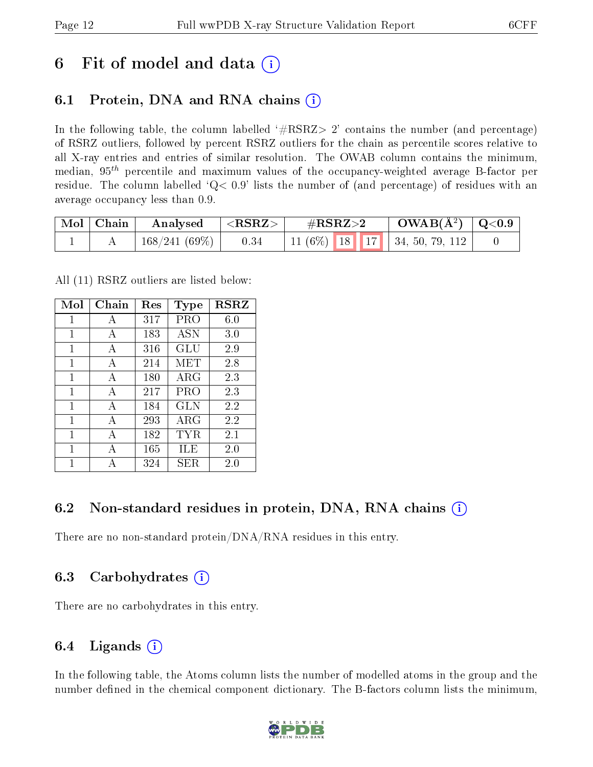# 6 Fit of model and data (i)

## 6.1 Protein, DNA and RNA chains (i)

In the following table, the column labelled '#RSRZ> 2' contains the number (and percentage) of RSRZ outliers, followed by percent RSRZ outliers for the chain as percentile scores relative to all X-ray entries and entries of similar resolution. The OWAB column contains the minimum, median, $95^{th}$ percentile and maximum values of the occupancy-weighted average B-factor per residue. The column labelled 'Q< 0.9' lists the number of (and percentage) of residues with an average occupancy less than 0.9.

| Mol | Chain | Analysed | <RSRZ> | #RSRZ>2 | | | OWAB(Å$^2$) | Q<0.9 |
|---|---|---|---|---|---|---|---|---|
| 1 | A | 168/241 (69%) | 0.34 | 11 (6%) | 18 | 17 | 34, 50, 79, 112 | 0 |

All (11) RSRZ outliers are listed below:

| Mol | Chain | Res | Type | RSRZ |
|---|---|---|---|---|
| 1 | A | 317 | PRO | 6.0 |
| 1 | A | 183 | ASN | 3.0 |
| 1 | A | 316 | GLU | 2.9 |
| 1 | A | 214 | MET | 2.8 |
| 1 | A | 180 | ARG | 2.3 |
| 1 | A | 217 | PRO | 2.3 |
| 1 | A | 184 | GLN | 2.2 |
| 1 | A | 293 | ARG | 2.2 |
| 1 | A | 182 | TYR | 2.1 |
| 1 | A | 165 | ILE | 2.0 |
| 1 | A | 324 | SER | 2.0 |

## 6.2 Non-standard residues in protein, DNA, RNA chains (i)

There are no non-standard protein/DNA/RNA residues in this entry.

## 6.3 Carbohydrates (i)

There are no carbohydrates in this entry.

## 6.4 Ligands (i)

In the following table, the Atoms column lists the number of modelled atoms in the group and the number defined in the chemical component dictionary. The B-factors column lists the minimum,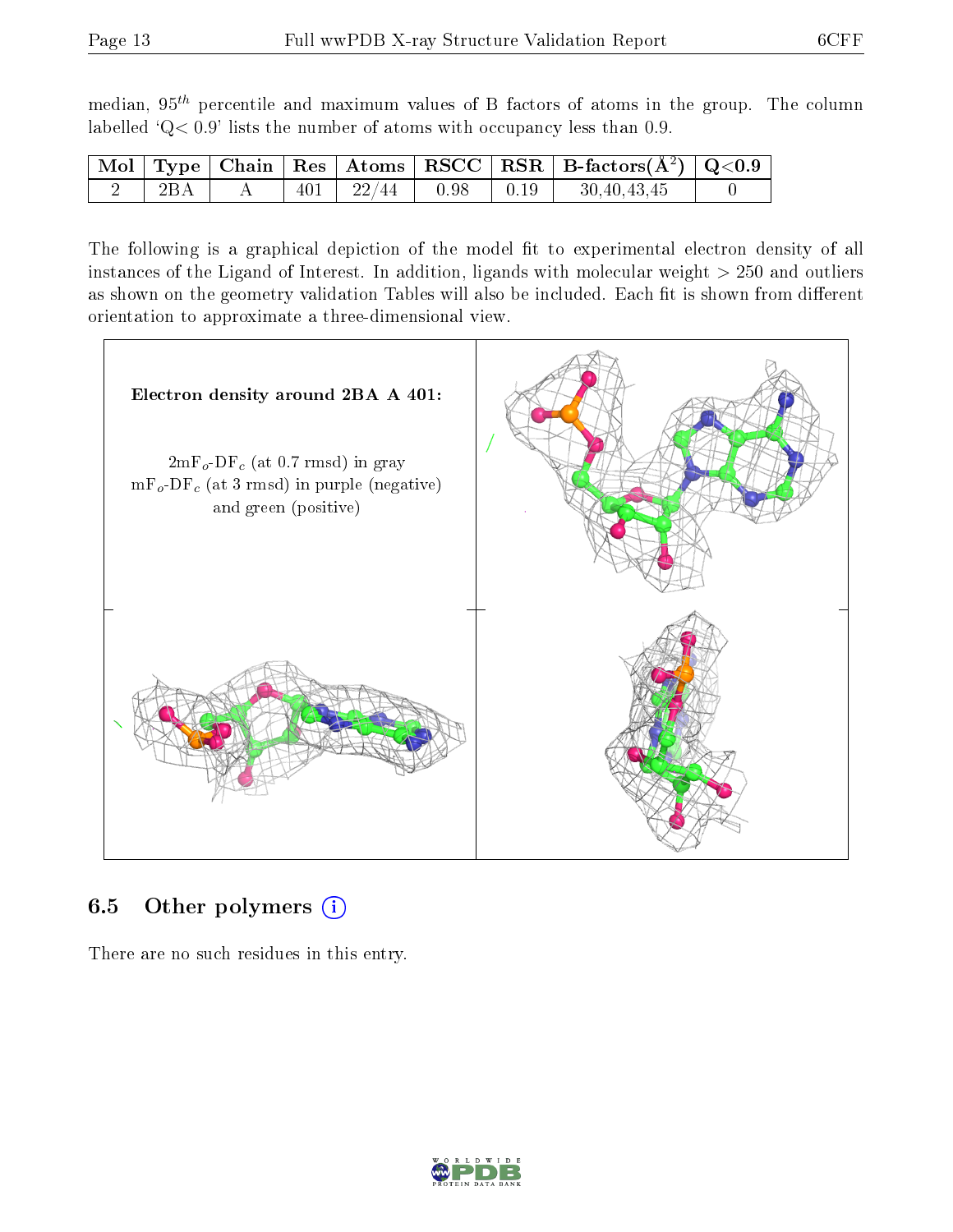median, $95^{th}$ percentile and maximum values of B factors of atoms in the group. The column labelled 'Q< 0.9' lists the number of atoms with occupancy less than 0.9.

| Mol | Type | Chain | Res | Atoms | RSCC | RSR | B-factors($Å^2$) | Q<0.9 |
|---|---|---|---|---|---|---|---|---|
| 2 | 2BA | A | 401 | 22/44 | 0.98 | 0.19 | 30,40,43,45 | 0 |

The following is a graphical depiction of the model fit to experimental electron density of all instances of the Ligand of Interest. In addition, ligands with molecular weight > 250 and outliers as shown on the geometry validation Tables will also be included. Each fit is shown from different orientation to approximate a three-dimensional view.

Electron density around 2BA A 401:

$2mF_o$-$DF_c$ (at 0.7 rmsd) in gray
$mF_o$-$DF_c$ (at 3 rmsd) in purple (negative) and green (positive)

## 6.5 Other polymers

There are no such residues in this entry.